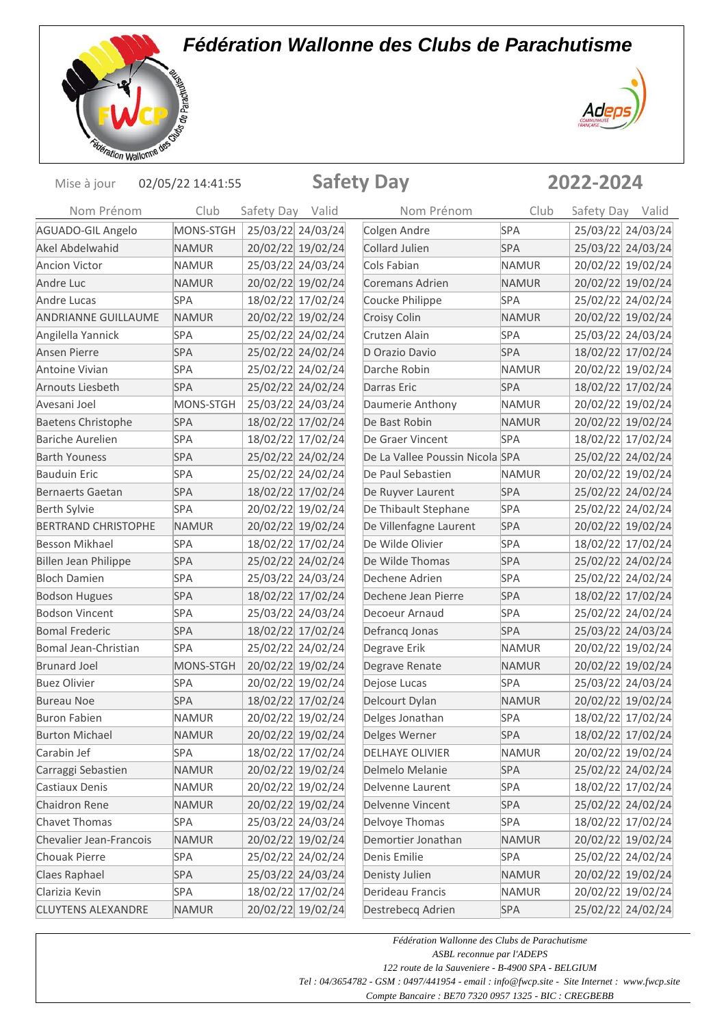# Fédération Wallonne des Clubs de Parachutisme

Mise à jour 02/05/22 14:41:55

## Safety Day 2022-2024

| Nom Prénom | Club | Safety Day | Valid |
|---|---|---|---|
| AGUADO-GIL Angelo | MONS-STGH | 25/03/22 | 24/03/24 |
| Akel Abdelwahid | NAMUR | 20/02/22 | 19/02/24 |
| Ancion Victor | NAMUR | 25/03/22 | 24/03/24 |
| Andre Luc | NAMUR | 20/02/22 | 19/02/24 |
| Andre Lucas | SPA | 18/02/22 | 17/02/24 |
| ANDRIANNE GUILLAUME | NAMUR | 20/02/22 | 19/02/24 |
| Angilella Yannick | SPA | 25/02/22 | 24/02/24 |
| Ansen Pierre | SPA | 25/02/22 | 24/02/24 |
| Antoine Vivian | SPA | 25/02/22 | 24/02/24 |
| Arnouts Liesbeth | SPA | 25/02/22 | 24/02/24 |
| Avesani Joel | MONS-STGH | 25/03/22 | 24/03/24 |
| Baetens Christophe | SPA | 18/02/22 | 17/02/24 |
| Bariche Aurelien | SPA | 18/02/22 | 17/02/24 |
| Barth Youness | SPA | 25/02/22 | 24/02/24 |
| Bauduin Eric | SPA | 25/02/22 | 24/02/24 |
| Bernaerts Gaetan | SPA | 18/02/22 | 17/02/24 |
| Berth Sylvie | SPA | 20/02/22 | 19/02/24 |
| BERTRAND CHRISTOPHE | NAMUR | 20/02/22 | 19/02/24 |
| Besson Mikhael | SPA | 18/02/22 | 17/02/24 |
| Billen Jean Philippe | SPA | 25/02/22 | 24/02/24 |
| Bloch Damien | SPA | 25/03/22 | 24/03/24 |
| Bodson Hugues | SPA | 18/02/22 | 17/02/24 |
| Bodson Vincent | SPA | 25/03/22 | 24/03/24 |
| Bomal Frederic | SPA | 18/02/22 | 17/02/24 |
| Bomal Jean-Christian | SPA | 25/02/22 | 24/02/24 |
| Brunard Joel | MONS-STGH | 20/02/22 | 19/02/24 |
| Buez Olivier | SPA | 20/02/22 | 19/02/24 |
| Bureau Noe | SPA | 18/02/22 | 17/02/24 |
| Buron Fabien | NAMUR | 20/02/22 | 19/02/24 |
| Burton Michael | NAMUR | 20/02/22 | 19/02/24 |
| Carabin Jef | SPA | 18/02/22 | 17/02/24 |
| Carraggi Sebastien | NAMUR | 20/02/22 | 19/02/24 |
| Castiaux Denis | NAMUR | 20/02/22 | 19/02/24 |
| Chaidron Rene | NAMUR | 20/02/22 | 19/02/24 |
| Chavet Thomas | SPA | 25/03/22 | 24/03/24 |
| Chevalier Jean-Francois | NAMUR | 20/02/22 | 19/02/24 |
| Chouak Pierre | SPA | 25/02/22 | 24/02/24 |
| Claes Raphael | SPA | 25/03/22 | 24/03/24 |
| Clarizia Kevin | SPA | 18/02/22 | 17/02/24 |
| CLUYTENS ALEXANDRE | NAMUR | 20/02/22 | 19/02/24 |
| Colgen Andre | SPA | 25/03/22 | 24/03/24 |
| Collard Julien | SPA | 25/03/22 | 24/03/24 |
| Cols Fabian | NAMUR | 20/02/22 | 19/02/24 |
| Coremans Adrien | NAMUR | 20/02/22 | 19/02/24 |
| Coucke Philippe | SPA | 25/02/22 | 24/02/24 |
| Croisy Colin | NAMUR | 20/02/22 | 19/02/24 |
| Crutzen Alain | SPA | 25/03/22 | 24/03/24 |
| D Orazio Davio | SPA | 18/02/22 | 17/02/24 |
| Darche Robin | NAMUR | 20/02/22 | 19/02/24 |
| Darras Eric | SPA | 18/02/22 | 17/02/24 |
| Daumerie Anthony | NAMUR | 20/02/22 | 19/02/24 |
| De Bast Robin | NAMUR | 20/02/22 | 19/02/24 |
| De Graer Vincent | SPA | 18/02/22 | 17/02/24 |
| De La Vallee Poussin Nicola | SPA | 25/02/22 | 24/02/24 |
| De Paul Sebastien | NAMUR | 20/02/22 | 19/02/24 |
| De Ruyver Laurent | SPA | 25/02/22 | 24/02/24 |
| De Thibault Stephane | SPA | 25/02/22 | 24/02/24 |
| De Villenfagne Laurent | SPA | 20/02/22 | 19/02/24 |
| De Wilde Olivier | SPA | 18/02/22 | 17/02/24 |
| De Wilde Thomas | SPA | 25/02/22 | 24/02/24 |
| Dechene Adrien | SPA | 25/02/22 | 24/02/24 |
| Dechene Jean Pierre | SPA | 18/02/22 | 17/02/24 |
| Decoeur Arnaud | SPA | 25/02/22 | 24/02/24 |
| Defrancq Jonas | SPA | 25/03/22 | 24/03/24 |
| Degrave Erik | NAMUR | 20/02/22 | 19/02/24 |
| Degrave Renate | NAMUR | 20/02/22 | 19/02/24 |
| Dejose Lucas | SPA | 25/03/22 | 24/03/24 |
| Delcourt Dylan | NAMUR | 20/02/22 | 19/02/24 |
| Delges Jonathan | SPA | 18/02/22 | 17/02/24 |
| Delges Werner | SPA | 18/02/22 | 17/02/24 |
| DELHAYE OLIVIER | NAMUR | 20/02/22 | 19/02/24 |
| Delmelo Melanie | SPA | 25/02/22 | 24/02/24 |
| Delvenne Laurent | SPA | 18/02/22 | 17/02/24 |
| Delvenne Vincent | SPA | 25/02/22 | 24/02/24 |
| Delvoye Thomas | SPA | 18/02/22 | 17/02/24 |
| Demortier Jonathan | NAMUR | 20/02/22 | 19/02/24 |
| Denis Emilie | SPA | 25/02/22 | 24/02/24 |
| Denisty Julien | NAMUR | 20/02/22 | 19/02/24 |
| Derideau Francis | NAMUR | 20/02/22 | 19/02/24 |
| Destrebecq Adrien | SPA | 25/02/22 | 24/02/24 |

*Fédération Wallonne des Clubs de Parachutisme*
*ASBL reconnue par l'ADEPS*
*122 route de la Sauveniere - B-4900 SPA - BELGIUM*
*Tel : 04/3654782 - GSM : 0497/441954 - email : info@fwcp.site - Site Internet : www.fwcp.site*
*Compte Bancaire : BE70 7320 0957 1325 - BIC : CREGBEBB*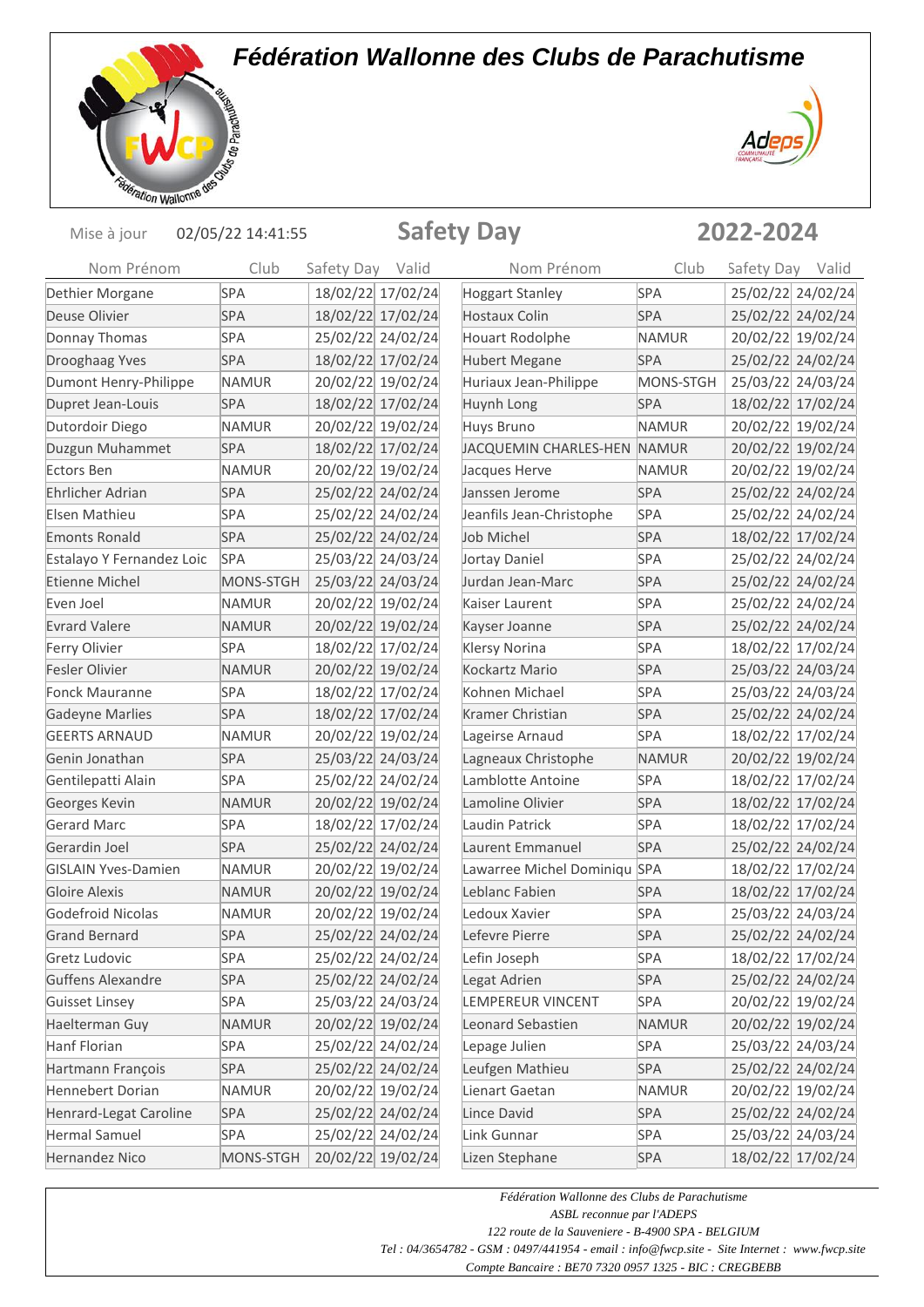# Fédération Wallonne des Clubs de Parachutisme

Mise à jour 02/05/22 14:41:55

## Safety Day 2022-2024

| Nom Prénom | Club | Safety Day | Valid |
|---|---|---|---|
| Dethier Morgane | SPA | 18/02/22 | 17/02/24 |
| Deuse Olivier | SPA | 18/02/22 | 17/02/24 |
| Donnay Thomas | SPA | 25/02/22 | 24/02/24 |
| Drooghaag Yves | SPA | 18/02/22 | 17/02/24 |
| Dumont Henry-Philippe | NAMUR | 20/02/22 | 19/02/24 |
| Dupret Jean-Louis | SPA | 18/02/22 | 17/02/24 |
| Dutordoir Diego | NAMUR | 20/02/22 | 19/02/24 |
| Duzgun Muhammet | SPA | 18/02/22 | 17/02/24 |
| Ectors Ben | NAMUR | 20/02/22 | 19/02/24 |
| Ehrlicher Adrian | SPA | 25/02/22 | 24/02/24 |
| Elsen Mathieu | SPA | 25/02/22 | 24/02/24 |
| Emonts Ronald | SPA | 25/02/22 | 24/02/24 |
| Estalayo Y Fernandez Loic | SPA | 25/03/22 | 24/03/24 |
| Etienne Michel | MONS-STGH | 25/03/22 | 24/03/24 |
| Even Joel | NAMUR | 20/02/22 | 19/02/24 |
| Evrard Valere | NAMUR | 20/02/22 | 19/02/24 |
| Ferry Olivier | SPA | 18/02/22 | 17/02/24 |
| Fesler Olivier | NAMUR | 20/02/22 | 19/02/24 |
| Fonck Mauranne | SPA | 18/02/22 | 17/02/24 |
| Gadeyne Marlies | SPA | 18/02/22 | 17/02/24 |
| GEERTS ARNAUD | NAMUR | 20/02/22 | 19/02/24 |
| Genin Jonathan | SPA | 25/03/22 | 24/03/24 |
| Gentilepatti Alain | SPA | 25/02/22 | 24/02/24 |
| Georges Kevin | NAMUR | 20/02/22 | 19/02/24 |
| Gerard Marc | SPA | 18/02/22 | 17/02/24 |
| Gerardin Joel | SPA | 25/02/22 | 24/02/24 |
| GISLAIN Yves-Damien | NAMUR | 20/02/22 | 19/02/24 |
| Gloire Alexis | NAMUR | 20/02/22 | 19/02/24 |
| Godefroid Nicolas | NAMUR | 20/02/22 | 19/02/24 |
| Grand Bernard | SPA | 25/02/22 | 24/02/24 |
| Gretz Ludovic | SPA | 25/02/22 | 24/02/24 |
| Guffens Alexandre | SPA | 25/02/22 | 24/02/24 |
| Guisset Linsey | SPA | 25/03/22 | 24/03/24 |
| Haelterman Guy | NAMUR | 20/02/22 | 19/02/24 |
| Hanf Florian | SPA | 25/02/22 | 24/02/24 |
| Hartmann François | SPA | 25/02/22 | 24/02/24 |
| Hennebert Dorian | NAMUR | 20/02/22 | 19/02/24 |
| Henrard-Legat Caroline | SPA | 25/02/22 | 24/02/24 |
| Hermal Samuel | SPA | 25/02/22 | 24/02/24 |
| Hernandez Nico | MONS-STGH | 20/02/22 | 19/02/24 |
| Hoggart Stanley | SPA | 25/02/22 | 24/02/24 |
| Hostaux Colin | SPA | 25/02/22 | 24/02/24 |
| Houart Rodolphe | NAMUR | 20/02/22 | 19/02/24 |
| Hubert Megane | SPA | 25/02/22 | 24/02/24 |
| Huriaux Jean-Philippe | MONS-STGH | 25/03/22 | 24/03/24 |
| Huynh Long | SPA | 18/02/22 | 17/02/24 |
| Huys Bruno | NAMUR | 20/02/22 | 19/02/24 |
| JACQUEMIN CHARLES-HEN | NAMUR | 20/02/22 | 19/02/24 |
| Jacques Herve | NAMUR | 20/02/22 | 19/02/24 |
| Janssen Jerome | SPA | 25/02/22 | 24/02/24 |
| Jeanfils Jean-Christophe | SPA | 25/02/22 | 24/02/24 |
| Job Michel | SPA | 18/02/22 | 17/02/24 |
| Jortay Daniel | SPA | 25/02/22 | 24/02/24 |
| Jurdan Jean-Marc | SPA | 25/02/22 | 24/02/24 |
| Kaiser Laurent | SPA | 25/02/22 | 24/02/24 |
| Kayser Joanne | SPA | 25/02/22 | 24/02/24 |
| Klersy Norina | SPA | 18/02/22 | 17/02/24 |
| Kockartz Mario | SPA | 25/03/22 | 24/03/24 |
| Kohnen Michael | SPA | 25/03/22 | 24/03/24 |
| Kramer Christian | SPA | 25/02/22 | 24/02/24 |
| Lageirse Arnaud | SPA | 18/02/22 | 17/02/24 |
| Lagneaux Christophe | NAMUR | 20/02/22 | 19/02/24 |
| Lamblotte Antoine | SPA | 18/02/22 | 17/02/24 |
| Lamoline Olivier | SPA | 18/02/22 | 17/02/24 |
| Laudin Patrick | SPA | 18/02/22 | 17/02/24 |
| Laurent Emmanuel | SPA | 25/02/22 | 24/02/24 |
| Lawarree Michel Dominiqu | SPA | 18/02/22 | 17/02/24 |
| Leblanc Fabien | SPA | 18/02/22 | 17/02/24 |
| Ledoux Xavier | SPA | 25/03/22 | 24/03/24 |
| Lefevre Pierre | SPA | 25/02/22 | 24/02/24 |
| Lefin Joseph | SPA | 18/02/22 | 17/02/24 |
| Legat Adrien | SPA | 25/02/22 | 24/02/24 |
| LEMPEREUR VINCENT | SPA | 20/02/22 | 19/02/24 |
| Leonard Sebastien | NAMUR | 20/02/22 | 19/02/24 |
| Lepage Julien | SPA | 25/03/22 | 24/03/24 |
| Leufgen Mathieu | SPA | 25/02/22 | 24/02/24 |
| Lienart Gaetan | NAMUR | 20/02/22 | 19/02/24 |
| Lince David | SPA | 25/02/22 | 24/02/24 |
| Link Gunnar | SPA | 25/03/22 | 24/03/24 |
| Lizen Stephane | SPA | 18/02/22 | 17/02/24 |

*Fédération Wallonne des Clubs de Parachutisme*
*ASBL reconnue par l'ADEPS*
*122 route de la Sauveniere - B-4900 SPA - BELGIUM*
*Tel : 04/3654782 - GSM : 0497/441954 - email : info@fwcp.site - Site Internet : www.fwcp.site*
*Compte Bancaire : BE70 7320 0957 1325 - BIC : CREGBEBB*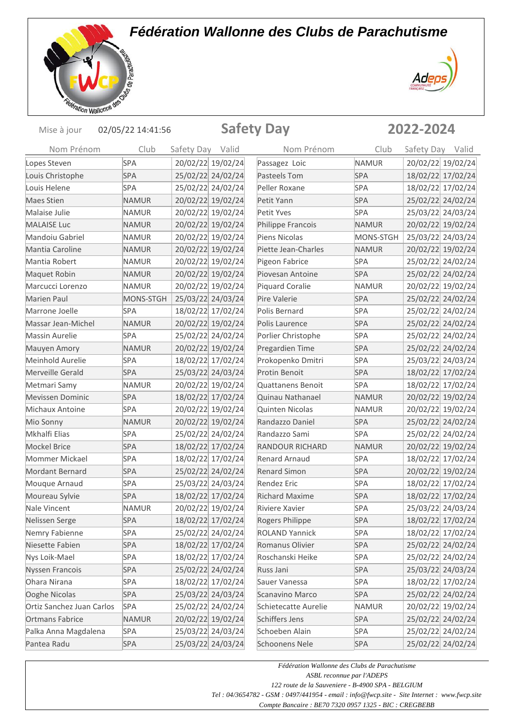# Fédération Wallonne des Clubs de Parachutisme

Mise à jour 02/05/22 14:41:56

## Safety Day 2022-2024

| Nom Prénom | Club | Safety Day | Valid |
|---|---|---|---|
| Lopes Steven | SPA | 20/02/22 | 19/02/24 |
| Louis Christophe | SPA | 25/02/22 | 24/02/24 |
| Louis Helene | SPA | 25/02/22 | 24/02/24 |
| Maes Stien | NAMUR | 20/02/22 | 19/02/24 |
| Malaise Julie | NAMUR | 20/02/22 | 19/02/24 |
| MALAISE Luc | NAMUR | 20/02/22 | 19/02/24 |
| Mandoiu Gabriel | NAMUR | 20/02/22 | 19/02/24 |
| Mantia Caroline | NAMUR | 20/02/22 | 19/02/24 |
| Mantia Robert | NAMUR | 20/02/22 | 19/02/24 |
| Maquet Robin | NAMUR | 20/02/22 | 19/02/24 |
| Marcucci Lorenzo | NAMUR | 20/02/22 | 19/02/24 |
| Marien Paul | MONS-STGH | 25/03/22 | 24/03/24 |
| Marrone Joelle | SPA | 18/02/22 | 17/02/24 |
| Massar Jean-Michel | NAMUR | 20/02/22 | 19/02/24 |
| Massin Aurelie | SPA | 25/02/22 | 24/02/24 |
| Mauyen Amory | NAMUR | 20/02/22 | 19/02/24 |
| Meinhold Aurelie | SPA | 18/02/22 | 17/02/24 |
| Merveille Gerald | SPA | 25/03/22 | 24/03/24 |
| Metmari Samy | NAMUR | 20/02/22 | 19/02/24 |
| Mevissen Dominic | SPA | 18/02/22 | 17/02/24 |
| Michaux Antoine | SPA | 20/02/22 | 19/02/24 |
| Mio Sonny | NAMUR | 20/02/22 | 19/02/24 |
| Mkhalfi Elias | SPA | 25/02/22 | 24/02/24 |
| Mockel Brice | SPA | 18/02/22 | 17/02/24 |
| Mommer Mickael | SPA | 18/02/22 | 17/02/24 |
| Mordant Bernard | SPA | 25/02/22 | 24/02/24 |
| Mouque Arnaud | SPA | 25/03/22 | 24/03/24 |
| Moureau Sylvie | SPA | 18/02/22 | 17/02/24 |
| Nale Vincent | NAMUR | 20/02/22 | 19/02/24 |
| Nelissen Serge | SPA | 18/02/22 | 17/02/24 |
| Nemry Fabienne | SPA | 25/02/22 | 24/02/24 |
| Niesette Fabien | SPA | 18/02/22 | 17/02/24 |
| Nys Loik-Mael | SPA | 18/02/22 | 17/02/24 |
| Nyssen Francois | SPA | 25/02/22 | 24/02/24 |
| Ohara Nirana | SPA | 18/02/22 | 17/02/24 |
| Ooghe Nicolas | SPA | 25/03/22 | 24/03/24 |
| Ortiz Sanchez Juan Carlos | SPA | 25/02/22 | 24/02/24 |
| Ortmans Fabrice | NAMUR | 20/02/22 | 19/02/24 |
| Palka Anna Magdalena | SPA | 25/03/22 | 24/03/24 |
| Pantea Radu | SPA | 25/03/22 | 24/03/24 |
| Passagez Loic | NAMUR | 20/02/22 | 19/02/24 |
| Pasteels Tom | SPA | 18/02/22 | 17/02/24 |
| Peller Roxane | SPA | 18/02/22 | 17/02/24 |
| Petit Yann | SPA | 25/02/22 | 24/02/24 |
| Petit Yves | SPA | 25/03/22 | 24/03/24 |
| Philippe Francois | NAMUR | 20/02/22 | 19/02/24 |
| Piens Nicolas | MONS-STGH | 25/03/22 | 24/03/24 |
| Piette Jean-Charles | NAMUR | 20/02/22 | 19/02/24 |
| Pigeon Fabrice | SPA | 25/02/22 | 24/02/24 |
| Piovesan Antoine | SPA | 25/02/22 | 24/02/24 |
| Piquard Coralie | NAMUR | 20/02/22 | 19/02/24 |
| Pire Valerie | SPA | 25/02/22 | 24/02/24 |
| Polis Bernard | SPA | 25/02/22 | 24/02/24 |
| Polis Laurence | SPA | 25/02/22 | 24/02/24 |
| Porlier Christophe | SPA | 25/02/22 | 24/02/24 |
| Pregardien Time | SPA | 25/02/22 | 24/02/24 |
| Prokopenko Dmitri | SPA | 25/03/22 | 24/03/24 |
| Protin Benoit | SPA | 18/02/22 | 17/02/24 |
| Quattanens Benoit | SPA | 18/02/22 | 17/02/24 |
| Quinau Nathanael | NAMUR | 20/02/22 | 19/02/24 |
| Quinten Nicolas | NAMUR | 20/02/22 | 19/02/24 |
| Randazzo Daniel | SPA | 25/02/22 | 24/02/24 |
| Randazzo Sami | SPA | 25/02/22 | 24/02/24 |
| RANDOUR RICHARD | NAMUR | 20/02/22 | 19/02/24 |
| Renard Arnaud | SPA | 18/02/22 | 17/02/24 |
| Renard Simon | SPA | 20/02/22 | 19/02/24 |
| Rendez Eric | SPA | 18/02/22 | 17/02/24 |
| Richard Maxime | SPA | 18/02/22 | 17/02/24 |
| Riviere Xavier | SPA | 25/03/22 | 24/03/24 |
| Rogers Philippe | SPA | 18/02/22 | 17/02/24 |
| ROLAND Yannick | SPA | 18/02/22 | 17/02/24 |
| Romanus Olivier | SPA | 25/02/22 | 24/02/24 |
| Roschanski Heike | SPA | 25/02/22 | 24/02/24 |
| Russ Jani | SPA | 25/03/22 | 24/03/24 |
| Sauer Vanessa | SPA | 18/02/22 | 17/02/24 |
| Scanavino Marco | SPA | 25/02/22 | 24/02/24 |
| Schietecatte Aurelie | NAMUR | 20/02/22 | 19/02/24 |
| Schiffers Jens | SPA | 25/02/22 | 24/02/24 |
| Schoeben Alain | SPA | 25/02/22 | 24/02/24 |
| Schoonens Nele | SPA | 25/02/22 | 24/02/24 |

*Fédération Wallonne des Clubs de Parachutisme*
*ASBL reconnue par l'ADEPS*
*122 route de la Sauveniere - B-4900 SPA - BELGIUM*
*Tel : 04/3654782 - GSM : 0497/441954 - email : info@fwcp.site - Site Internet : www.fwcp.site*
*Compte Bancaire : BE70 7320 0957 1325 - BIC : CREGBEBB*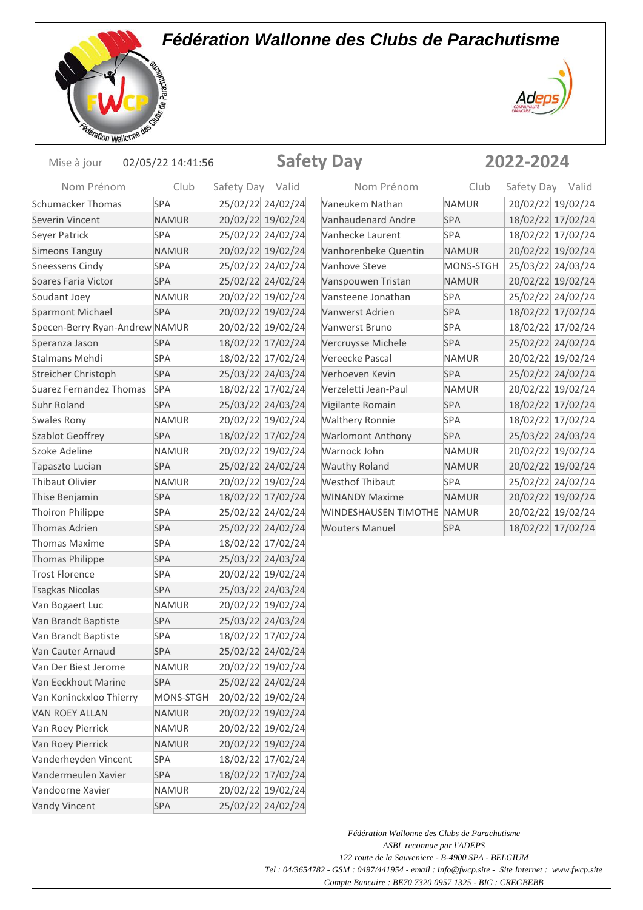# Fédération Wallonne des Clubs de Parachutisme

Mise à jour 02/05/22 14:41:56

## Safety Day 2022-2024

| Nom Prénom | Club | Safety Day | Valid |
|---|---|---|---|
| Schumacker Thomas | SPA | 25/02/22 | 24/02/24 |
| Severin Vincent | NAMUR | 20/02/22 | 19/02/24 |
| Seyer Patrick | SPA | 25/02/22 | 24/02/24 |
| Simeons Tanguy | NAMUR | 20/02/22 | 19/02/24 |
| Sneessens Cindy | SPA | 25/02/22 | 24/02/24 |
| Soares Faria Victor | SPA | 25/02/22 | 24/02/24 |
| Soudant Joey | NAMUR | 20/02/22 | 19/02/24 |
| Sparmont Michael | SPA | 20/02/22 | 19/02/24 |
| Specen-Berry Ryan-Andrew | NAMUR | 20/02/22 | 19/02/24 |
| Speranza Jason | SPA | 18/02/22 | 17/02/24 |
| Stalmans Mehdi | SPA | 18/02/22 | 17/02/24 |
| Streicher Christoph | SPA | 25/03/22 | 24/03/24 |
| Suarez Fernandez Thomas | SPA | 18/02/22 | 17/02/24 |
| Suhr Roland | SPA | 25/03/22 | 24/03/24 |
| Swales Rony | NAMUR | 20/02/22 | 19/02/24 |
| Szablot Geoffrey | SPA | 18/02/22 | 17/02/24 |
| Szoke Adeline | NAMUR | 20/02/22 | 19/02/24 |
| Tapaszto Lucian | SPA | 25/02/22 | 24/02/24 |
| Thibaut Olivier | NAMUR | 20/02/22 | 19/02/24 |
| Thise Benjamin | SPA | 18/02/22 | 17/02/24 |
| Thoiron Philippe | SPA | 25/02/22 | 24/02/24 |
| Thomas Adrien | SPA | 25/02/22 | 24/02/24 |
| Thomas Maxime | SPA | 18/02/22 | 17/02/24 |
| Thomas Philippe | SPA | 25/03/22 | 24/03/24 |
| Trost Florence | SPA | 20/02/22 | 19/02/24 |
| Tsagkas Nicolas | SPA | 25/03/22 | 24/03/24 |
| Van Bogaert Luc | NAMUR | 20/02/22 | 19/02/24 |
| Van Brandt Baptiste | SPA | 25/03/22 | 24/03/24 |
| Van Brandt Baptiste | SPA | 18/02/22 | 17/02/24 |
| Van Cauter Arnaud | SPA | 25/02/22 | 24/02/24 |
| Van Der Biest Jerome | NAMUR | 20/02/22 | 19/02/24 |
| Van Eeckhout Marine | SPA | 25/02/22 | 24/02/24 |
| Van Koninckxloo Thierry | MONS-STGH | 20/02/22 | 19/02/24 |
| VAN ROEY ALLAN | NAMUR | 20/02/22 | 19/02/24 |
| Van Roey Pierrick | NAMUR | 20/02/22 | 19/02/24 |
| Van Roey Pierrick | NAMUR | 20/02/22 | 19/02/24 |
| Vanderheyden Vincent | SPA | 18/02/22 | 17/02/24 |
| Vandermeulen Xavier | SPA | 18/02/22 | 17/02/24 |
| Vandoorne Xavier | NAMUR | 20/02/22 | 19/02/24 |
| Vandy Vincent | SPA | 25/02/22 | 24/02/24 |
| Vaneukem Nathan | NAMUR | 20/02/22 | 19/02/24 |
| Vanhaudenard Andre | SPA | 18/02/22 | 17/02/24 |
| Vanhecke Laurent | SPA | 18/02/22 | 17/02/24 |
| Vanhorenbeke Quentin | NAMUR | 20/02/22 | 19/02/24 |
| Vanhove Steve | MONS-STGH | 25/03/22 | 24/03/24 |
| Vanspouwen Tristan | NAMUR | 20/02/22 | 19/02/24 |
| Vansteene Jonathan | SPA | 25/02/22 | 24/02/24 |
| Vanwerst Adrien | SPA | 18/02/22 | 17/02/24 |
| Vanwerst Bruno | SPA | 18/02/22 | 17/02/24 |
| Vercruysse Michele | SPA | 25/02/22 | 24/02/24 |
| Vereecke Pascal | NAMUR | 20/02/22 | 19/02/24 |
| Verhoeven Kevin | SPA | 25/02/22 | 24/02/24 |
| Verzeletti Jean-Paul | NAMUR | 20/02/22 | 19/02/24 |
| Vigilante Romain | SPA | 18/02/22 | 17/02/24 |
| Walthery Ronnie | SPA | 18/02/22 | 17/02/24 |
| Warlomont Anthony | SPA | 25/03/22 | 24/03/24 |
| Warnock John | NAMUR | 20/02/22 | 19/02/24 |
| Wauthy Roland | NAMUR | 20/02/22 | 19/02/24 |
| Westhof Thibaut | SPA | 25/02/22 | 24/02/24 |
| WINANDY Maxime | NAMUR | 20/02/22 | 19/02/24 |
| WINDESHAUSEN TIMOTHE | NAMUR | 20/02/22 | 19/02/24 |
| Wouters Manuel | SPA | 18/02/22 | 17/02/24 |

*Fédération Wallonne des Clubs de Parachutisme*
*ASBL reconnue par l'ADEPS*
*122 route de la Sauveniere - B-4900 SPA - BELGIUM*
*Tel : 04/3654782 - GSM : 0497/441954 - email : info@fwcp.site - Site Internet : www.fwcp.site*
*Compte Bancaire : BE70 7320 0957 1325 - BIC : CREGBEBB*